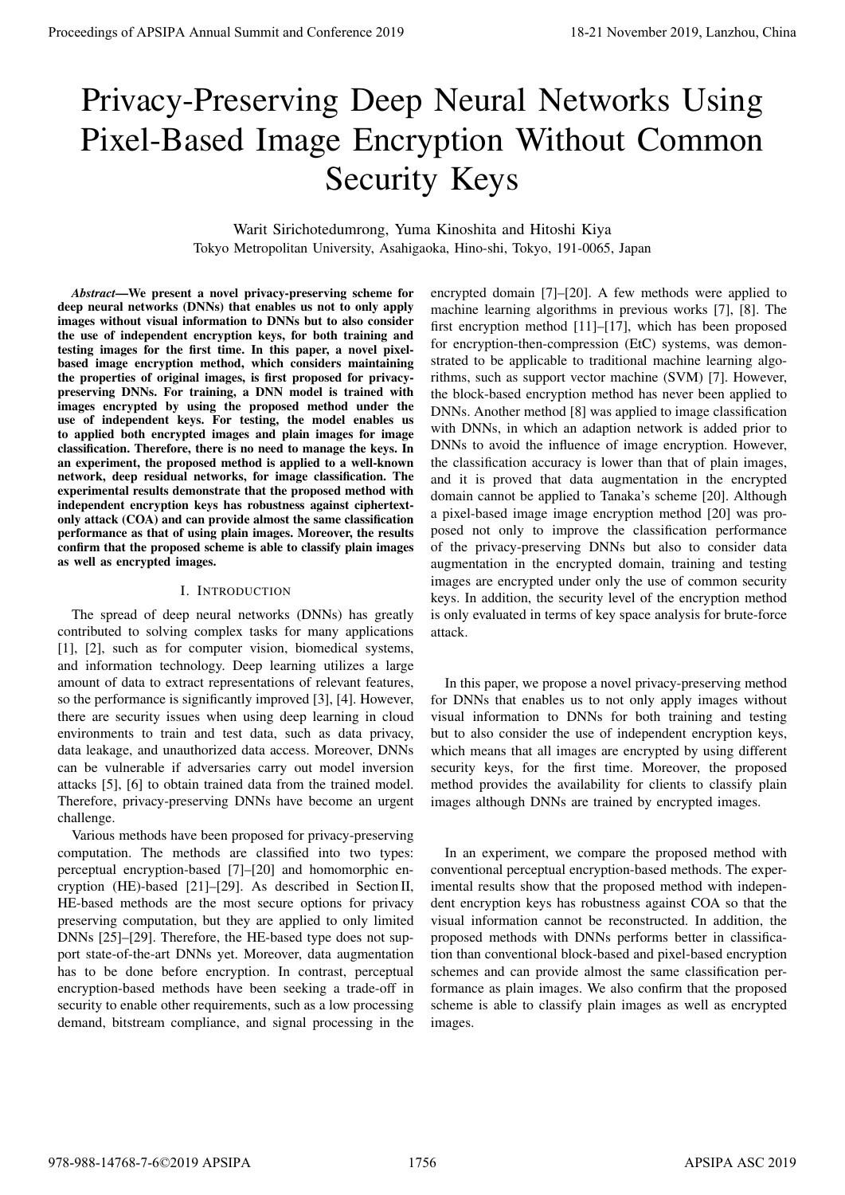# Privacy-Preserving Deep Neural Networks Using Pixel-Based Image Encryption Without Common Security Keys

Warit Sirichotedumrong, Yuma Kinoshita and Hitoshi Kiya
Tokyo Metropolitan University, Asahigaoka, Hino-shi, Tokyo, 191-0065, Japan

***Abstract*—We present a novel privacy-preserving scheme for deep neural networks (DNNs) that enables us not to only apply images without visual information to DNNs but to also consider the use of independent encryption keys, for both training and testing images for the first time. In this paper, a novel pixel-based image encryption method, which considers maintaining the properties of original images, is first proposed for privacy-preserving DNNs. For training, a DNN model is trained with images encrypted by using the proposed method under the use of independent keys. For testing, the model enables us to applied both encrypted images and plain images for image classification. Therefore, there is no need to manage the keys. In an experiment, the proposed method is applied to a well-known network, deep residual networks, for image classification. The experimental results demonstrate that the proposed method with independent encryption keys has robustness against ciphertext-only attack (COA) and can provide almost the same classification performance as that of using plain images. Moreover, the results confirm that the proposed scheme is able to classify plain images as well as encrypted images.**

## I. Introduction

The spread of deep neural networks (DNNs) has greatly contributed to solving complex tasks for many applications [1], [2], such as for computer vision, biomedical systems, and information technology. Deep learning utilizes a large amount of data to extract representations of relevant features, so the performance is significantly improved [3], [4]. However, there are security issues when using deep learning in cloud environments to train and test data, such as data privacy, data leakage, and unauthorized data access. Moreover, DNNs can be vulnerable if adversaries carry out model inversion attacks [5], [6] to obtain trained data from the trained model. Therefore, privacy-preserving DNNs have become an urgent challenge.

Various methods have been proposed for privacy-preserving computation. The methods are classified into two types: perceptual encryption-based [7]–[20] and homomorphic encryption (HE)-based [21]–[29]. As described in Section II, HE-based methods are the most secure options for privacy preserving computation, but they are applied to only limited DNNs [25]–[29]. Therefore, the HE-based type does not support state-of-the-art DNNs yet. Moreover, data augmentation has to be done before encryption. In contrast, perceptual encryption-based methods have been seeking a trade-off in security to enable other requirements, such as a low processing demand, bitstream compliance, and signal processing in the encrypted domain [7]–[20]. A few methods were applied to machine learning algorithms in previous works [7], [8]. The first encryption method [11]–[17], which has been proposed for encryption-then-compression (EtC) systems, was demonstrated to be applicable to traditional machine learning algorithms, such as support vector machine (SVM) [7]. However, the block-based encryption method has never been applied to DNNs. Another method [8] was applied to image classification with DNNs, in which an adaption network is added prior to DNNs to avoid the influence of image encryption. However, the classification accuracy is lower than that of plain images, and it is proved that data augmentation in the encrypted domain cannot be applied to Tanaka's scheme [20]. Although a pixel-based image image encryption method [20] was proposed not only to improve the classification performance of the privacy-preserving DNNs but also to consider data augmentation in the encrypted domain, training and testing images are encrypted under only the use of common security keys. In addition, the security level of the encryption method is only evaluated in terms of key space analysis for brute-force attack.

In this paper, we propose a novel privacy-preserving method for DNNs that enables us to not only apply images without visual information to DNNs for both training and testing but to also consider the use of independent encryption keys, which means that all images are encrypted by using different security keys, for the first time. Moreover, the proposed method provides the availability for clients to classify plain images although DNNs are trained by encrypted images.

In an experiment, we compare the proposed method with conventional perceptual encryption-based methods. The experimental results show that the proposed method with independent encryption keys has robustness against COA so that the visual information cannot be reconstructed. In addition, the proposed methods with DNNs performs better in classification than conventional block-based and pixel-based encryption schemes and can provide almost the same classification performance as plain images. We also confirm that the proposed scheme is able to classify plain images as well as encrypted images.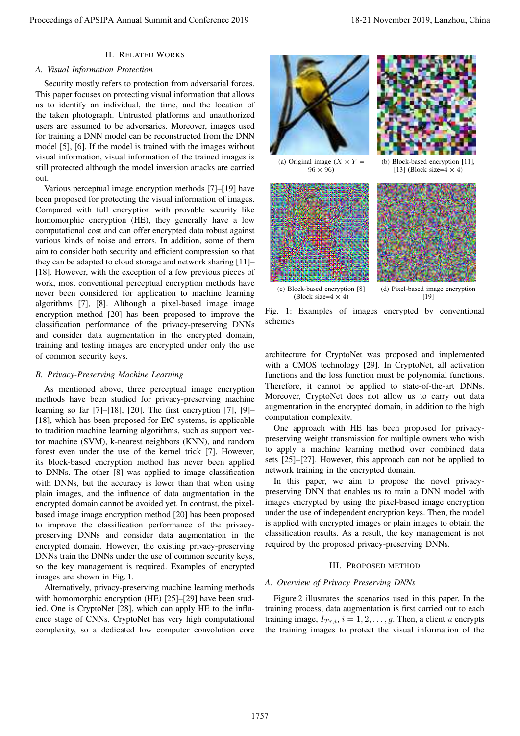## II. Related Works

### A. Visual Information Protection

Security mostly refers to protection from adversarial forces. This paper focuses on protecting visual information that allows us to identify an individual, the time, and the location of the taken photograph. Untrusted platforms and unauthorized users are assumed to be adversaries. Moreover, images used for training a DNN model can be reconstructed from the DNN model [5], [6]. If the model is trained with the images without visual information, visual information of the trained images is still protected although the model inversion attacks are carried out.

Various perceptual image encryption methods [7]–[19] have been proposed for protecting the visual information of images. Compared with full encryption with provable security like homomorphic encryption (HE), they generally have a low computational cost and can offer encrypted data robust against various kinds of noise and errors. In addition, some of them aim to consider both security and efficient compression so that they can be adapted to cloud storage and network sharing [11]–[18]. However, with the exception of a few previous pieces of work, most conventional perceptual encryption methods have never been considered for application to machine learning algorithms [7], [8]. Although a pixel-based image image encryption method [20] has been proposed to improve the classification performance of the privacy-preserving DNNs and consider data augmentation in the encrypted domain, training and testing images are encrypted under only the use of common security keys.

### B. Privacy-Preserving Machine Learning

As mentioned above, three perceptual image encryption methods have been studied for privacy-preserving machine learning so far [7]–[18], [20]. The first encryption [7], [9]–[18], which has been proposed for EtC systems, is applicable to tradition machine learning algorithms, such as support vector machine (SVM), k-nearest neighbors (KNN), and random forest even under the use of the kernel trick [7]. However, its block-based encryption method has never been applied to DNNs. The other [8] was applied to image classification with DNNs, but the accuracy is lower than that when using plain images, and the influence of data augmentation in the encrypted domain cannot be avoided yet. In contrast, the pixel-based image image encryption method [20] has been proposed to improve the classification performance of the privacy-preserving DNNs and consider data augmentation in the encrypted domain. However, the existing privacy-preserving DNNs train the DNNs under the use of common security keys, so the key management is required. Examples of encrypted images are shown in Fig. 1.

Alternatively, privacy-preserving machine learning methods with homomorphic encryption (HE) [25]–[29] have been studied. One is CryptoNet [28], which can apply HE to the influence stage of CNNs. CryptoNet has very high computational complexity, so a dedicated low computer convolution core architecture for CryptoNet was proposed and implemented with a CMOS technology [29]. In CryptoNet, all activation functions and the loss function must be polynomial functions. Therefore, it cannot be applied to state-of-the-art DNNs. Moreover, CryptoNet does not allow us to carry out data augmentation in the encrypted domain, in addition to the high computation complexity.

(a) Original image ($X \times Y = 96 \times 96$)

(b) Block-based encryption [11], [13] (Block size=$4 \times 4$)

(c) Block-based encryption [8] (Block size=$4 \times 4$)

(d) Pixel-based image encryption [19]

Fig. 1: Examples of images encrypted by conventional schemes

One approach with HE has been proposed for privacy-preserving weight transmission for multiple owners who wish to apply a machine learning method over combined data sets [25]–[27]. However, this approach can not be applied to network training in the encrypted domain.

In this paper, we aim to propose the novel privacy-preserving DNN that enables us to train a DNN model with images encrypted by using the pixel-based image encryption under the use of independent encryption keys. Then, the model is applied with encrypted images or plain images to obtain the classification results. As a result, the key management is not required by the proposed privacy-preserving DNNs.

## III. Proposed Method

### A. Overview of Privacy Preserving DNNs

Figure 2 illustrates the scenarios used in this paper. In the training process, data augmentation is first carried out to each training image, $I_{Tr,i}, i = 1, 2, \ldots, g$. Then, a client $u$ encrypts the training images to protect the visual information of the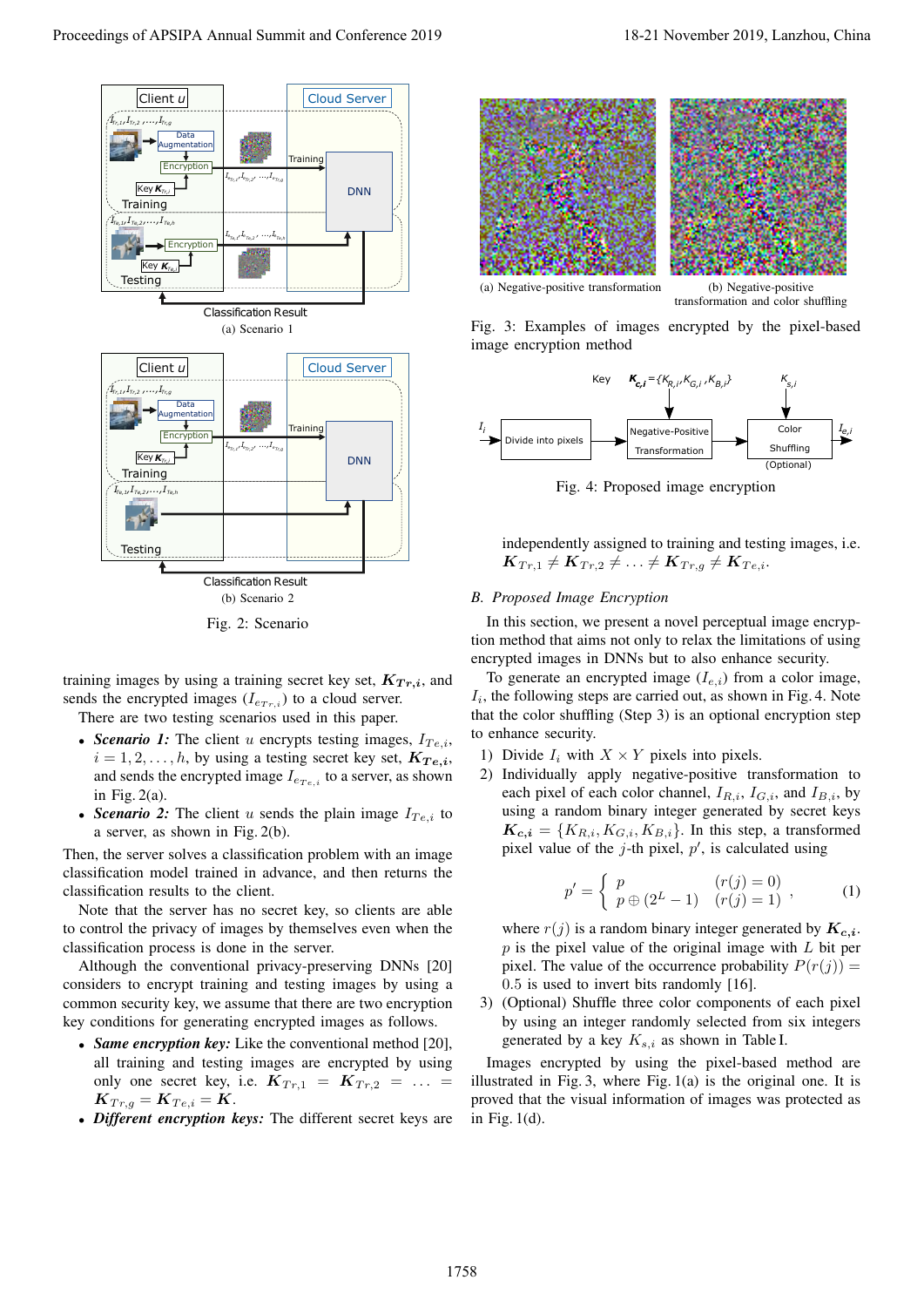(a) Scenario 1

(b) Scenario 2

Fig. 2: Scenario

training images by using a training secret key set, $\boldsymbol{K_{Tr,i}}$, and sends the encrypted images ($I_{e_{Tr,i}}$) to a cloud server.

There are two testing scenarios used in this paper.

- ***Scenario 1:*** The client $u$ encrypts testing images, $I_{Te,i}$, $i = 1, 2, \ldots, h$, by using a testing secret key set, $\boldsymbol{K_{Te,i}}$, and sends the encrypted image $I_{e_{Te,i}}$ to a server, as shown in Fig. 2(a).
- ***Scenario 2:*** The client $u$ sends the plain image $I_{Te,i}$ to a server, as shown in Fig. 2(b).

Then, the server solves a classification problem with an image classification model trained in advance, and then returns the classification results to the client.

Note that the server has no secret key, so clients are able to control the privacy of images by themselves even when the classification process is done in the server.

Although the conventional privacy-preserving DNNs [20] considers to encrypt training and testing images by using a common security key, we assume that there are two encryption key conditions for generating encrypted images as follows.

- ***Same encryption key:*** Like the conventional method [20], all training and testing images are encrypted by using only one secret key, i.e. $\boldsymbol{K}_{Tr,1} = \boldsymbol{K}_{Tr,2} = \ldots = \boldsymbol{K}_{Tr,g} = \boldsymbol{K}_{Te,i} = \boldsymbol{K}$.
- ***Different encryption keys:*** The different secret keys are independently assigned to training and testing images, i.e. $\boldsymbol{K}_{Tr,1} \neq \boldsymbol{K}_{Tr,2} \neq \ldots \neq \boldsymbol{K}_{Tr,g} \neq \boldsymbol{K}_{Te,i}$.

(a) Negative-positive transformation

(b) Negative-positive transformation and color shuffling

Fig. 3: Examples of images encrypted by the pixel-based image encryption method

Fig. 4: Proposed image encryption

### *B. Proposed Image Encryption*

In this section, we present a novel perceptual image encryption method that aims not only to relax the limitations of using encrypted images in DNNs but to also enhance security.

To generate an encrypted image ($I_{e,i}$) from a color image, $I_i$, the following steps are carried out, as shown in Fig. 4. Note that the color shuffling (Step 3) is an optional encryption step to enhance security.

1) Divide $I_i$ with $X \times Y$ pixels into pixels.
2) Individually apply negative-positive transformation to each pixel of each color channel, $I_{R,i}$, $I_{G,i}$, and $I_{B,i}$, by using a random binary integer generated by secret keys $\boldsymbol{K_{c,i}} = \{K_{R,i}, K_{G,i}, K_{B,i}\}$. In this step, a transformed pixel value of the $j$-th pixel, $p'$, is calculated using

$$p' = \begin{cases} p & (r(j) = 0) \\ p \oplus (2^L - 1) & (r(j) = 1) \end{cases}, \tag{1}$$

where $r(j)$ is a random binary integer generated by $\boldsymbol{K_{c,i}}$. $p$ is the pixel value of the original image with $L$ bit per pixel. The value of the occurrence probability $P(r(j)) = 0.5$ is used to invert bits randomly [16].

3) (Optional) Shuffle three color components of each pixel by using an integer randomly selected from six integers generated by a key $K_{s,i}$ as shown in Table I.

Images encrypted by using the pixel-based method are illustrated in Fig. 3, where Fig. 1(a) is the original one. It is proved that the visual information of images was protected as in Fig. 1(d).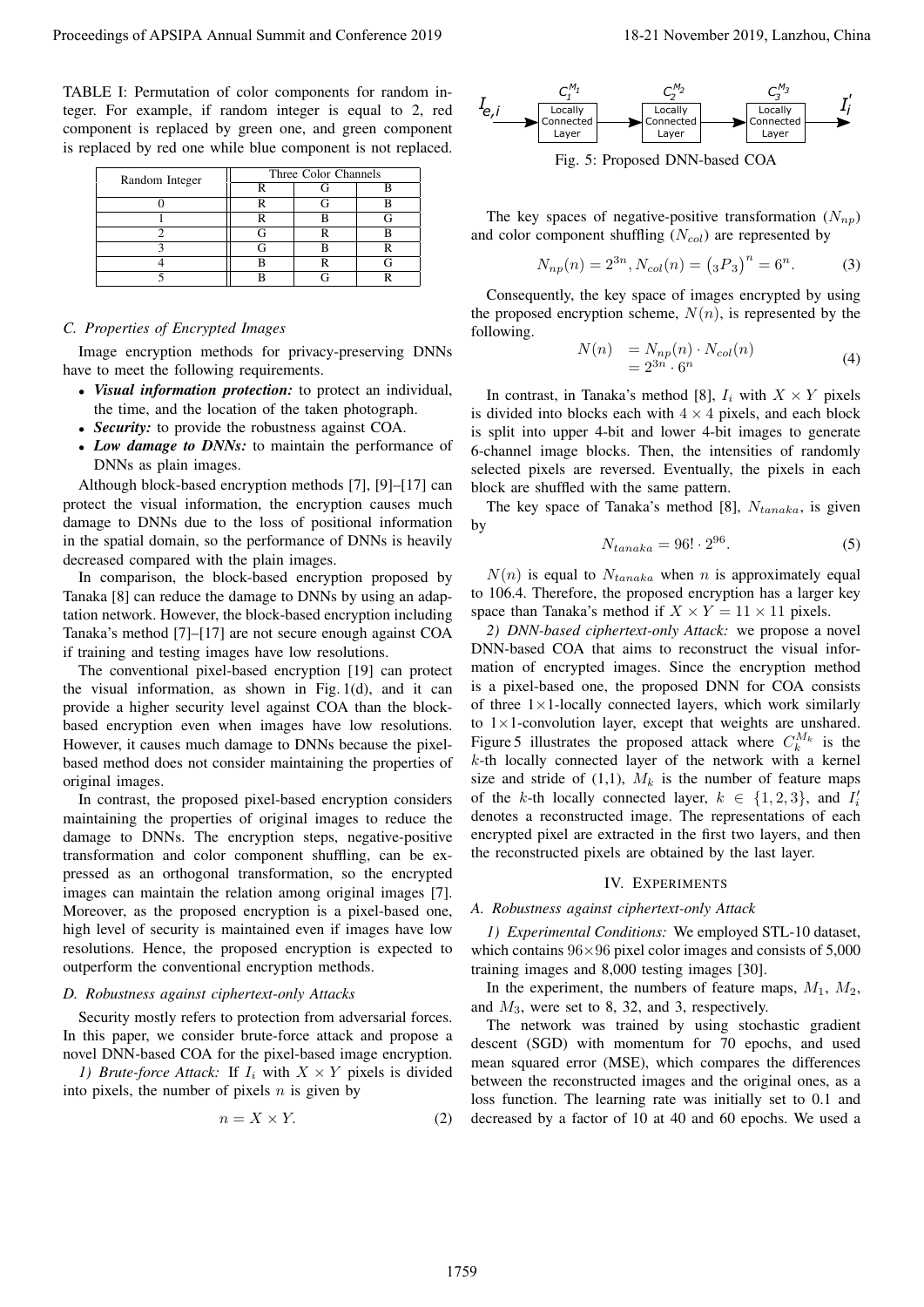TABLE I: Permutation of color components for random integer. For example, if random integer is equal to 2, red component is replaced by green one, and green component is replaced by red one while blue component is not replaced.

| Random Integer | Three Color Channels | | |
|---|---|---|---|
| | R | G | B |
| 0 | R | G | B |
| 1 | R | B | G |
| 2 | G | R | B |
| 3 | G | B | R |
| 4 | B | R | G |
| 5 | B | G | R |

### C. Properties of Encrypted Images

Image encryption methods for privacy-preserving DNNs have to meet the following requirements.

- ***Visual information protection:*** to protect an individual, the time, and the location of the taken photograph.
- ***Security:*** to provide the robustness against COA.
- ***Low damage to DNNs:*** to maintain the performance of DNNs as plain images.

Although block-based encryption methods [7], [9]–[17] can protect the visual information, the encryption causes much damage to DNNs due to the loss of positional information in the spatial domain, so the performance of DNNs is heavily decreased compared with the plain images.

In comparison, the block-based encryption proposed by Tanaka [8] can reduce the damage to DNNs by using an adaptation network. However, the block-based encryption including Tanaka's method [7]–[17] are not secure enough against COA if training and testing images have low resolutions.

The conventional pixel-based encryption [19] can protect the visual information, as shown in Fig. 1(d), and it can provide a higher security level against COA than the block-based encryption even when images have low resolutions. However, it causes much damage to DNNs because the pixel-based method does not consider maintaining the properties of original images.

In contrast, the proposed pixel-based encryption considers maintaining the properties of original images to reduce the damage to DNNs. The encryption steps, negative-positive transformation and color component shuffling, can be expressed as an orthogonal transformation, so the encrypted images can maintain the relation among original images [7]. Moreover, as the proposed encryption is a pixel-based one, high level of security is maintained even if images have low resolutions. Hence, the proposed encryption is expected to outperform the conventional encryption methods.

### D. Robustness against ciphertext-only Attacks

Security mostly refers to protection from adversarial forces. In this paper, we consider brute-force attack and propose a novel DNN-based COA for the pixel-based image encryption.

*1) Brute-force Attack:* If $I_i$ with $X \times Y$ pixels is divided into pixels, the number of pixels $n$ is given by

$$n = X \times Y. \tag{2}$$

$I_{e,i}$ → Locally Connected Layer ($C_1^{M_1}$) → Locally Connected Layer ($C_2^{M_2}$) → Locally Connected Layer ($C_3^{M_3}$) → $I_i'$

Fig. 5: Proposed DNN-based COA

The key spaces of negative-positive transformation ($N_{np}$) and color component shuffling ($N_{col}$) are represented by

$$N_{np}(n) = 2^{3n}, N_{col}(n) = \left({}_3P_3\right)^n = 6^n. \tag{3}$$

Consequently, the key space of images encrypted by using the proposed encryption scheme, $N(n)$, is represented by the following.

$$\begin{aligned} N(n) &= N_{np}(n) \cdot N_{col}(n) \\ &= 2^{3n} \cdot 6^n \end{aligned} \tag{4}$$

In contrast, in Tanaka's method [8], $I_i$ with $X \times Y$ pixels is divided into blocks each with $4 \times 4$ pixels, and each block is split into upper 4-bit and lower 4-bit images to generate 6-channel image blocks. Then, the intensities of randomly selected pixels are reversed. Eventually, the pixels in each block are shuffled with the same pattern.

The key space of Tanaka's method [8], $N_{tanaka}$, is given by

$$N_{tanaka} = 96! \cdot 2^{96}. \tag{5}$$

$N(n)$ is equal to $N_{tanaka}$ when $n$ is approximately equal to 106.4. Therefore, the proposed encryption has a larger key space than Tanaka's method if $X \times Y = 11 \times 11$ pixels.

*2) DNN-based ciphertext-only Attack:* we propose a novel DNN-based COA that aims to reconstruct the visual information of encrypted images. Since the encryption method is a pixel-based one, the proposed DNN for COA consists of three $1\times1$-locally connected layers, which work similarly to $1\times1$-convolution layer, except that weights are unshared. Figure 5 illustrates the proposed attack where $C_k^{M_k}$ is the $k$-th locally connected layer of the network with a kernel size and stride of (1,1), $M_k$ is the number of feature maps of the $k$-th locally connected layer, $k \in \{1, 2, 3\}$, and $I_i'$ denotes a reconstructed image. The representations of each encrypted pixel are extracted in the first two layers, and then the reconstructed pixels are obtained by the last layer.

## IV. Experiments

### A. Robustness against ciphertext-only Attack

*1) Experimental Conditions:* We employed STL-10 dataset, which contains $96\times96$ pixel color images and consists of 5,000 training images and 8,000 testing images [30].

In the experiment, the numbers of feature maps, $M_1$, $M_2$, and $M_3$, were set to 8, 32, and 3, respectively.

The network was trained by using stochastic gradient descent (SGD) with momentum for 70 epochs, and used mean squared error (MSE), which compares the differences between the reconstructed images and the original ones, as a loss function. The learning rate was initially set to 0.1 and decreased by a factor of 10 at 40 and 60 epochs. We used a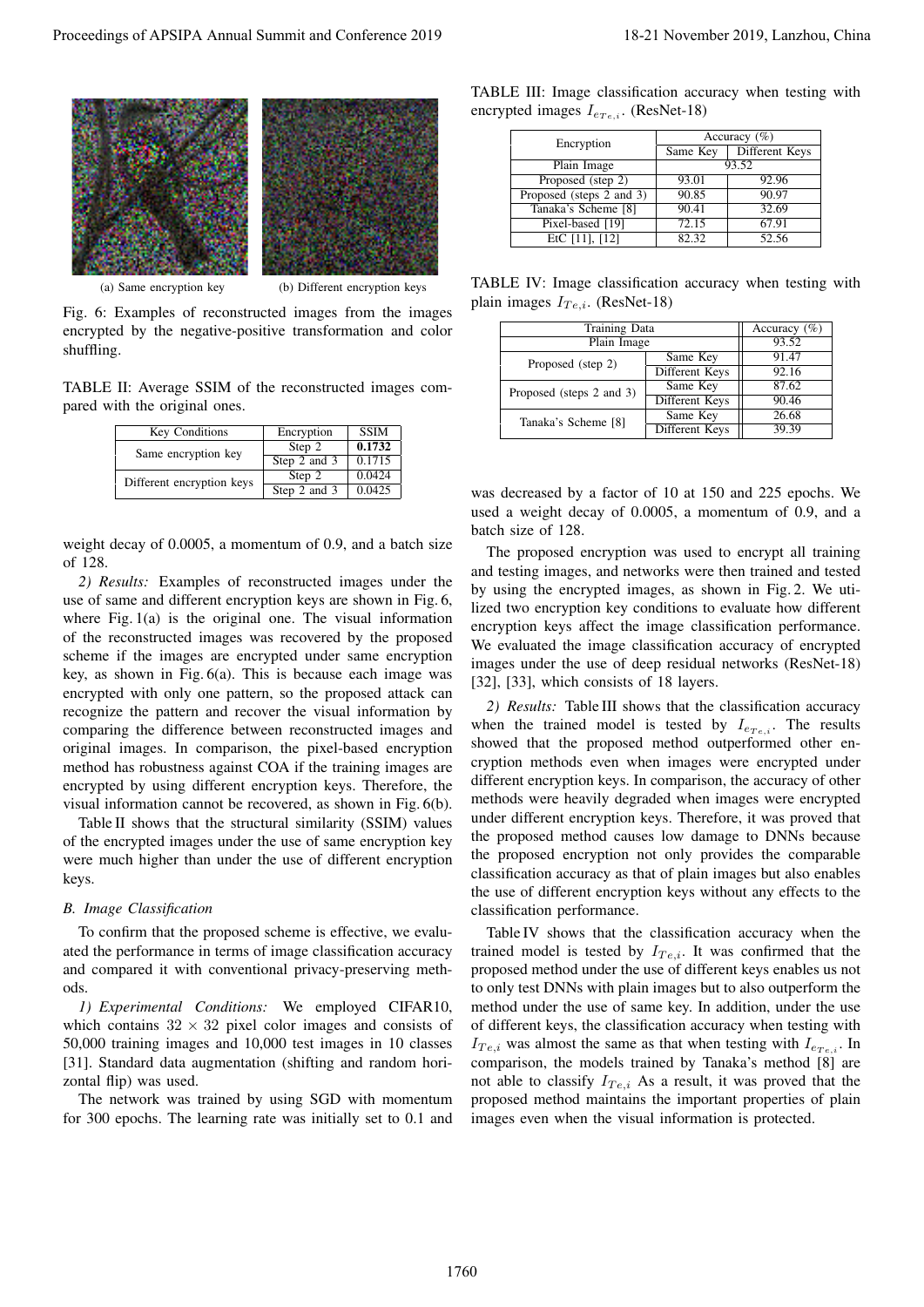(a) Same encryption key

(b) Different encryption keys

Fig. 6: Examples of reconstructed images from the images encrypted by the negative-positive transformation and color shuffling.

TABLE II: Average SSIM of the reconstructed images compared with the original ones.

| Key Conditions | Encryption | SSIM |
|---|---|---|
| Same encryption key | Step 2 | **0.1732** |
| | Step 2 and 3 | 0.1715 |
| Different encryption keys | Step 2 | 0.0424 |
| | Step 2 and 3 | 0.0425 |

weight decay of 0.0005, a momentum of 0.9, and a batch size of 128.

*2) Results:* Examples of reconstructed images under the use of same and different encryption keys are shown in Fig. 6, where Fig. 1(a) is the original one. The visual information of the reconstructed images was recovered by the proposed scheme if the images are encrypted under same encryption key, as shown in Fig. 6(a). This is because each image was encrypted with only one pattern, so the proposed attack can recognize the pattern and recover the visual information by comparing the difference between reconstructed images and original images. In comparison, the pixel-based encryption method has robustness against COA if the training images are encrypted by using different encryption keys. Therefore, the visual information cannot be recovered, as shown in Fig. 6(b).

Table II shows that the structural similarity (SSIM) values of the encrypted images under the use of same encryption key were much higher than under the use of different encryption keys.

### B. Image Classification

To confirm that the proposed scheme is effective, we evaluated the performance in terms of image classification accuracy and compared it with conventional privacy-preserving methods.

*1) Experimental Conditions:* We employed CIFAR10, which contains $32 \times 32$ pixel color images and consists of 50,000 training images and 10,000 test images in 10 classes [31]. Standard data augmentation (shifting and random horizontal flip) was used.

The network was trained by using SGD with momentum for 300 epochs. The learning rate was initially set to 0.1 and was decreased by a factor of 10 at 150 and 225 epochs. We used a weight decay of 0.0005, a momentum of 0.9, and a batch size of 128.

The proposed encryption was used to encrypt all training and testing images, and networks were then trained and tested by using the encrypted images, as shown in Fig. 2. We utilized two encryption key conditions to evaluate how different encryption keys affect the image classification performance. We evaluated the image classification accuracy of encrypted images under the use of deep residual networks (ResNet-18) [32], [33], which consists of 18 layers.

TABLE III: Image classification accuracy when testing with encrypted images $I_{e_{Te,i}}$. (ResNet-18)

| Encryption | Accuracy (%) | |
|---|---|---|
| | Same Key | Different Keys |
| Plain Image | 93.52 | |
| Proposed (step 2) | 93.01 | 92.96 |
| Proposed (steps 2 and 3) | 90.85 | 90.97 |
| Tanaka's Scheme [8] | 90.41 | 32.69 |
| Pixel-based [19] | 72.15 | 67.91 |
| EtC [11], [12] | 82.32 | 52.56 |

TABLE IV: Image classification accuracy when testing with plain images $I_{Te,i}$. (ResNet-18)

| Training Data | | Accuracy (%) |
|---|---|---|
| Plain Image | | 93.52 |
| Proposed (step 2) | Same Key | 91.47 |
| | Different Keys | 92.16 |
| Proposed (steps 2 and 3) | Same Key | 87.62 |
| | Different Keys | 90.46 |
| Tanaka's Scheme [8] | Same Key | 26.68 |
| | Different Keys | 39.39 |

*2) Results:* Table III shows that the classification accuracy when the trained model is tested by $I_{e_{Te,i}}$. The results showed that the proposed method outperformed other encryption methods even when images were encrypted under different encryption keys. In comparison, the accuracy of other methods were heavily degraded when images were encrypted under different encryption keys. Therefore, it was proved that the proposed method causes low damage to DNNs because the proposed encryption not only provides the comparable classification accuracy as that of plain images but also enables the use of different encryption keys without any effects to the classification performance.

Table IV shows that the classification accuracy when the trained model is tested by $I_{Te,i}$. It was confirmed that the proposed method under the use of different keys enables us not to only test DNNs with plain images but to also outperform the method under the use of same key. In addition, under the use of different keys, the classification accuracy when testing with $I_{Te,i}$ was almost the same as that when testing with $I_{e_{Te,i}}$. In comparison, the models trained by Tanaka's method [8] are not able to classify $I_{Te,i}$ As a result, it was proved that the proposed method maintains the important properties of plain images even when the visual information is protected.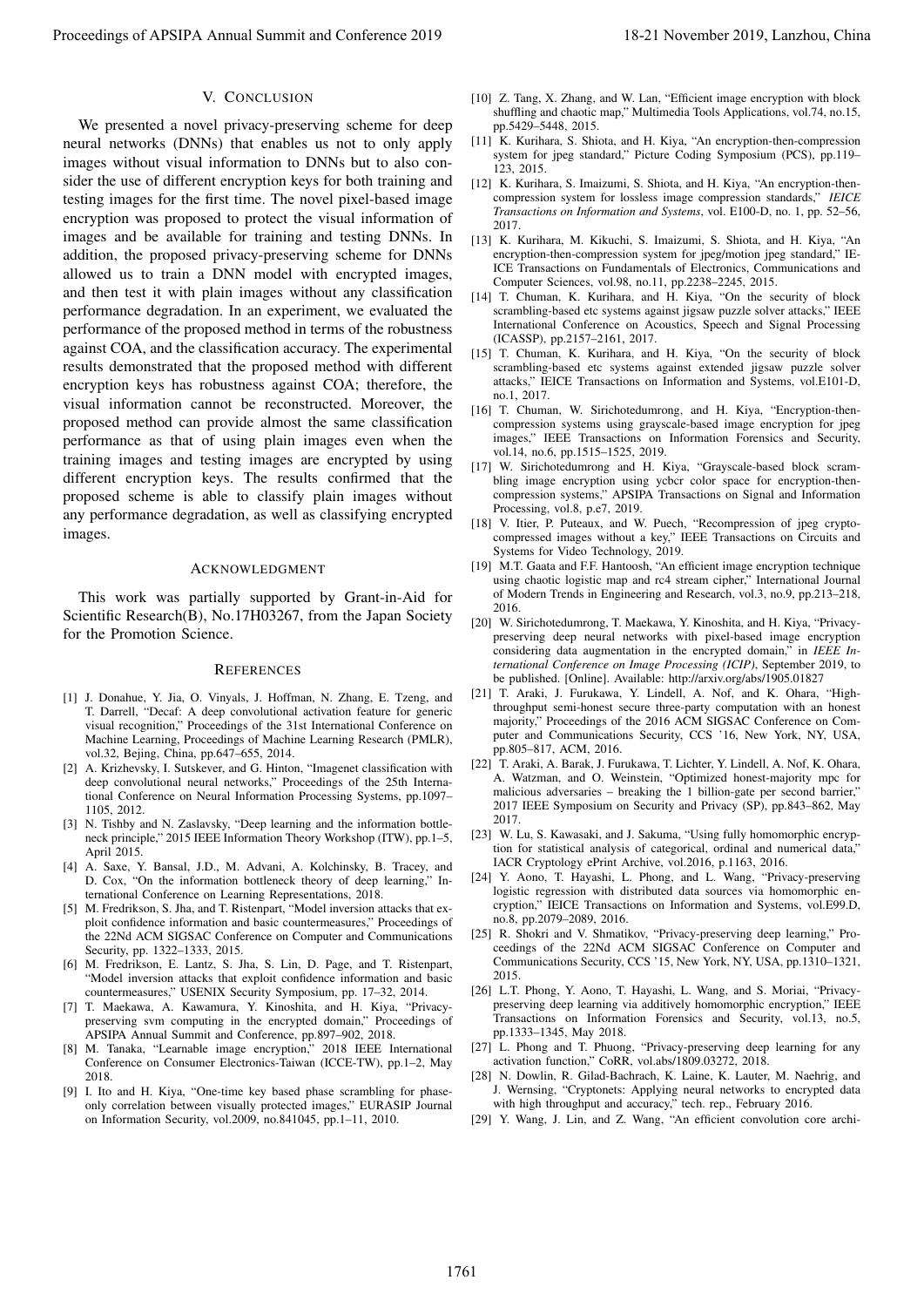## V. Conclusion

We presented a novel privacy-preserving scheme for deep neural networks (DNNs) that enables us not to only apply images without visual information to DNNs but to also consider the use of different encryption keys for both training and testing images for the first time. The novel pixel-based image encryption was proposed to protect the visual information of images and be available for training and testing DNNs. In addition, the proposed privacy-preserving scheme for DNNs allowed us to train a DNN model with encrypted images, and then test it with plain images without any classification performance degradation. In an experiment, we evaluated the performance of the proposed method in terms of the robustness against COA, and the classification accuracy. The experimental results demonstrated that the proposed method with different encryption keys has robustness against COA; therefore, the visual information cannot be reconstructed. Moreover, the proposed method can provide almost the same classification performance as that of using plain images even when the training images and testing images are encrypted by using different encryption keys. The results confirmed that the proposed scheme is able to classify plain images without any performance degradation, as well as classifying encrypted images.

## Acknowledgment

This work was partially supported by Grant-in-Aid for Scientific Research(B), No.17H03267, from the Japan Society for the Promotion Science.

## References

[1] J. Donahue, Y. Jia, O. Vinyals, J. Hoffman, N. Zhang, E. Tzeng, and T. Darrell, "Decaf: A deep convolutional activation feature for generic visual recognition," Proceedings of the 31st International Conference on Machine Learning, Proceedings of Machine Learning Research (PMLR), vol.32, Bejing, China, pp.647–655, 2014.

[2] A. Krizhevsky, I. Sutskever, and G. Hinton, "Imagenet classification with deep convolutional neural networks," Proceedings of the 25th International Conference on Neural Information Processing Systems, pp.1097–1105, 2012.

[3] N. Tishby and N. Zaslavsky, "Deep learning and the information bottleneck principle," 2015 IEEE Information Theory Workshop (ITW), pp.1–5, April 2015.

[4] A. Saxe, Y. Bansal, J.D., M. Advani, A. Kolchinsky, B. Tracey, and D. Cox, "On the information bottleneck theory of deep learning," International Conference on Learning Representations, 2018.

[5] M. Fredrikson, S. Jha, and T. Ristenpart, "Model inversion attacks that exploit confidence information and basic countermeasures," Proceedings of the 22Nd ACM SIGSAC Conference on Computer and Communications Security, pp. 1322–1333, 2015.

[6] M. Fredrikson, E. Lantz, S. Jha, S. Lin, D. Page, and T. Ristenpart, "Model inversion attacks that exploit confidence information and basic countermeasures," USENIX Security Symposium, pp. 17–32, 2014.

[7] T. Maekawa, A. Kawamura, Y. Kinoshita, and H. Kiya, "Privacy-preserving svm computing in the encrypted domain," Proceedings of APSIPA Annual Summit and Conference, pp.897–902, 2018.

[8] M. Tanaka, "Learnable image encryption," 2018 IEEE International Conference on Consumer Electronics-Taiwan (ICCE-TW), pp.1–2, May 2018.

[9] I. Ito and H. Kiya, "One-time key based phase scrambling for phase-only correlation between visually protected images," EURASIP Journal on Information Security, vol.2009, no.841045, pp.1–11, 2010.

[10] Z. Tang, X. Zhang, and W. Lan, "Efficient image encryption with block shuffling and chaotic map," Multimedia Tools Applications, vol.74, no.15, pp.5429–5448, 2015.

[11] K. Kurihara, S. Shiota, and H. Kiya, "An encryption-then-compression system for jpeg standard," Picture Coding Symposium (PCS), pp.119–123, 2015.

[12] K. Kurihara, S. Imaizumi, S. Shiota, and H. Kiya, "An encryption-then-compression system for lossless image compression standards," *IEICE Transactions on Information and Systems*, vol. E100-D, no. 1, pp. 52–56, 2017.

[13] K. Kurihara, M. Kikuchi, S. Imaizumi, S. Shiota, and H. Kiya, "An encryption-then-compression system for jpeg/motion jpeg standard," IEICE Transactions on Fundamentals of Electronics, Communications and Computer Sciences, vol.98, no.11, pp.2238–2245, 2015.

[14] T. Chuman, K. Kurihara, and H. Kiya, "On the security of block scrambling-based etc systems against jigsaw puzzle solver attacks," IEEE International Conference on Acoustics, Speech and Signal Processing (ICASSP), pp.2157–2161, 2017.

[15] T. Chuman, K. Kurihara, and H. Kiya, "On the security of block scrambling-based etc systems against extended jigsaw puzzle solver attacks," IEICE Transactions on Information and Systems, vol.E101-D, no.1, 2017.

[16] T. Chuman, W. Sirichotedumrong, and H. Kiya, "Encryption-then-compression systems using grayscale-based image encryption for jpeg images," IEEE Transactions on Information Forensics and Security, vol.14, no.6, pp.1515–1525, 2019.

[17] W. Sirichotedumrong and H. Kiya, "Grayscale-based block scrambling image encryption using ycbcr color space for encryption-then-compression systems," APSIPA Transactions on Signal and Information Processing, vol.8, p.e7, 2019.

[18] V. Itier, P. Puteaux, and W. Puech, "Recompression of jpeg crypto-compressed images without a key," IEEE Transactions on Circuits and Systems for Video Technology, 2019.

[19] M.T. Gaata and F.F. Hantoosh, "An efficient image encryption technique using chaotic logistic map and rc4 stream cipher," International Journal of Modern Trends in Engineering and Research, vol.3, no.9, pp.213–218, 2016.

[20] W. Sirichotedumrong, T. Maekawa, Y. Kinoshita, and H. Kiya, "Privacy-preserving deep neural networks with pixel-based image encryption considering data augmentation in the encrypted domain," in *IEEE International Conference on Image Processing (ICIP)*, September 2019, to be published. [Online]. Available: http://arxiv.org/abs/1905.01827

[21] T. Araki, J. Furukawa, Y. Lindell, A. Nof, and K. Ohara, "High-throughput semi-honest secure three-party computation with an honest majority," Proceedings of the 2016 ACM SIGSAC Conference on Computer and Communications Security, CCS '16, New York, NY, USA, pp.805–817, ACM, 2016.

[22] T. Araki, A. Barak, J. Furukawa, T. Lichter, Y. Lindell, A. Nof, K. Ohara, A. Watzman, and O. Weinstein, "Optimized honest-majority mpc for malicious adversaries – breaking the 1 billion-gate per second barrier," 2017 IEEE Symposium on Security and Privacy (SP), pp.843–862, May 2017.

[23] W. Lu, S. Kawasaki, and J. Sakuma, "Using fully homomorphic encryption for statistical analysis of categorical, ordinal and numerical data," IACR Cryptology ePrint Archive, vol.2016, p.1163, 2016.

[24] Y. Aono, T. Hayashi, L. Phong, and L. Wang, "Privacy-preserving logistic regression with distributed data sources via homomorphic encryption," IEICE Transactions on Information and Systems, vol.E99.D, no.8, pp.2079–2089, 2016.

[25] R. Shokri and V. Shmatikov, "Privacy-preserving deep learning," Proceedings of the 22Nd ACM SIGSAC Conference on Computer and Communications Security, CCS '15, New York, NY, USA, pp.1310–1321, 2015.

[26] L.T. Phong, Y. Aono, T. Hayashi, L. Wang, and S. Moriai, "Privacy-preserving deep learning via additively homomorphic encryption," IEEE Transactions on Information Forensics and Security, vol.13, no.5, pp.1333–1345, May 2018.

[27] L. Phong and T. Phuong, "Privacy-preserving deep learning for any activation function," CoRR, vol.abs/1809.03272, 2018.

[28] N. Dowlin, R. Gilad-Bachrach, K. Laine, K. Lauter, M. Naehrig, and J. Wernsing, "Cryptonets: Applying neural networks to encrypted data with high throughput and accuracy," tech. rep., February 2016.

[29] Y. Wang, J. Lin, and Z. Wang, "An efficient convolution core archi-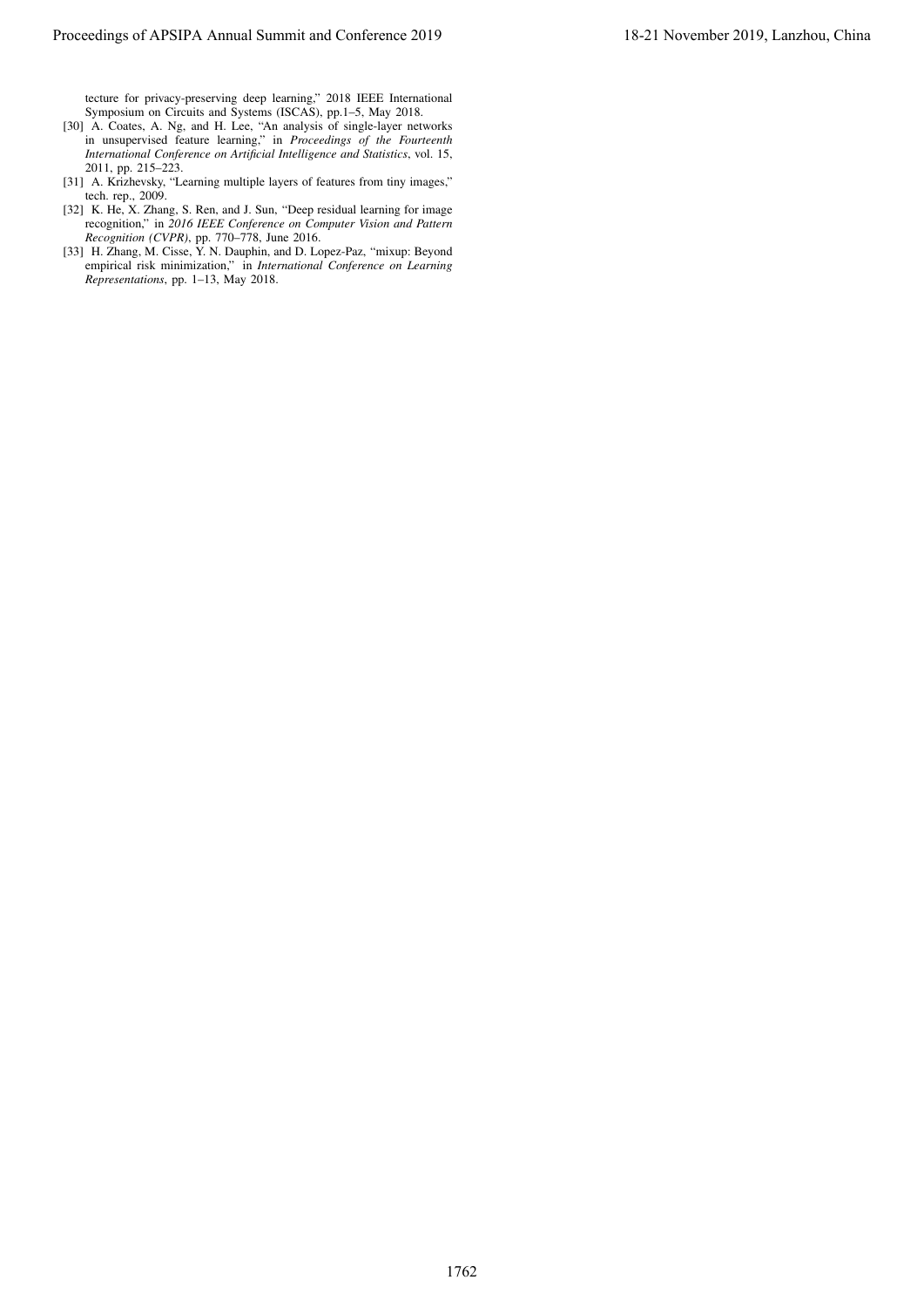tecture for privacy-preserving deep learning," 2018 IEEE International Symposium on Circuits and Systems (ISCAS), pp.1–5, May 2018.

[30] A. Coates, A. Ng, and H. Lee, "An analysis of single-layer networks in unsupervised feature learning," in *Proceedings of the Fourteenth International Conference on Artificial Intelligence and Statistics*, vol. 15, 2011, pp. 215–223.

[31] A. Krizhevsky, "Learning multiple layers of features from tiny images," tech. rep., 2009.

[32] K. He, X. Zhang, S. Ren, and J. Sun, "Deep residual learning for image recognition," in *2016 IEEE Conference on Computer Vision and Pattern Recognition (CVPR)*, pp. 770–778, June 2016.

[33] H. Zhang, M. Cisse, Y. N. Dauphin, and D. Lopez-Paz, "mixup: Beyond empirical risk minimization," in *International Conference on Learning Representations*, pp. 1–13, May 2018.